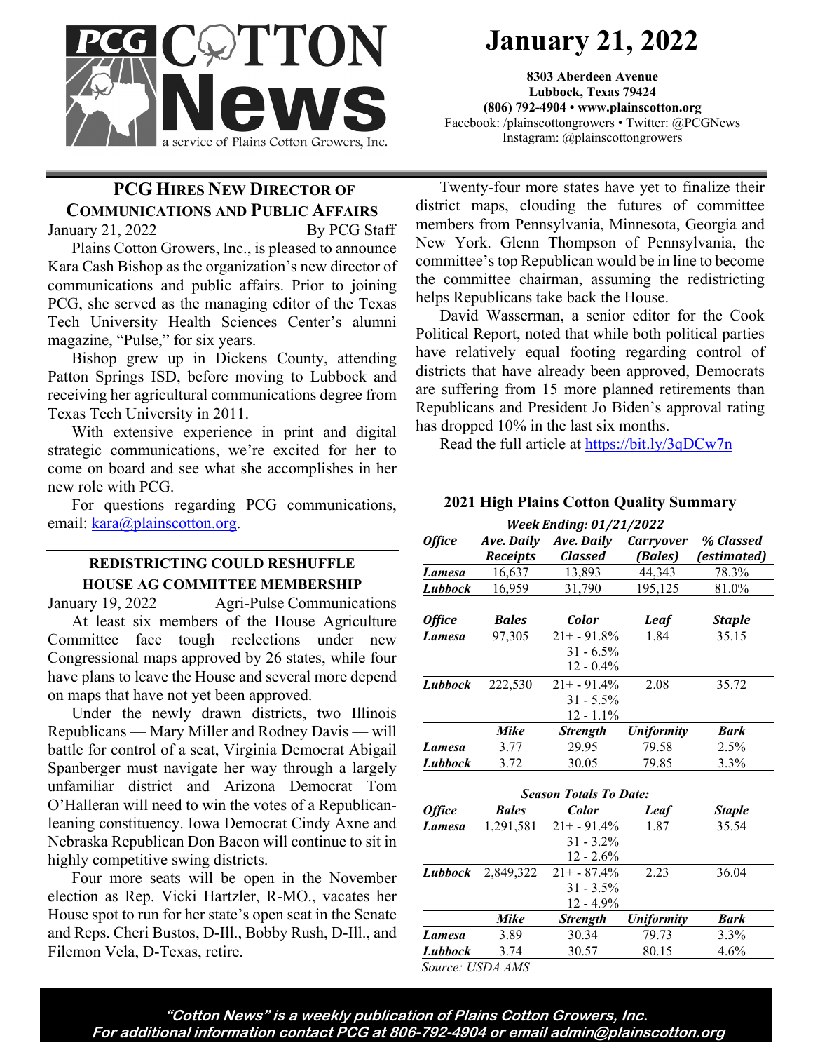# PCG Cotton News

a service of Plains Cotton Growers, Inc.

**January 21, 2022**

**8303 Aberdeen Avenue**
**Lubbock, Texas 79424**
**(806) 792-4904 • www.plainscotton.org**
Facebook: /plainscottongrowers • Twitter: @PCGNews
Instagram: @plainscottongrowers

## PCG Hires New Director of Communications and Public Affairs

January 21, 2022 By PCG Staff

Plains Cotton Growers, Inc., is pleased to announce Kara Cash Bishop as the organization's new director of communications and public affairs. Prior to joining PCG, she served as the managing editor of the Texas Tech University Health Sciences Center's alumni magazine, "Pulse," for six years.

Bishop grew up in Dickens County, attending Patton Springs ISD, before moving to Lubbock and receiving her agricultural communications degree from Texas Tech University in 2011.

With extensive experience in print and digital strategic communications, we're excited for her to come on board and see what she accomplishes in her new role with PCG.

For questions regarding PCG communications, email: kara@plainscotton.org.

## Redistricting Could Reshuffle House Ag Committee Membership

January 19, 2022 Agri-Pulse Communications

At least six members of the House Agriculture Committee face tough reelections under new Congressional maps approved by 26 states, while four have plans to leave the House and several more depend on maps that have not yet been approved.

Under the newly drawn districts, two Illinois Republicans — Mary Miller and Rodney Davis — will battle for control of a seat, Virginia Democrat Abigail Spanberger must navigate her way through a largely unfamiliar district and Arizona Democrat Tom O'Halleran will need to win the votes of a Republican-leaning constituency. Iowa Democrat Cindy Axne and Nebraska Republican Don Bacon will continue to sit in highly competitive swing districts.

Four more seats will be open in the November election as Rep. Vicki Hartzler, R-MO., vacates her House spot to run for her state's open seat in the Senate and Reps. Cheri Bustos, D-Ill., Bobby Rush, D-Ill., and Filemon Vela, D-Texas, retire.

Twenty-four more states have yet to finalize their district maps, clouding the futures of committee members from Pennsylvania, Minnesota, Georgia and New York. Glenn Thompson of Pennsylvania, the committee's top Republican would be in line to become the committee chairman, assuming the redistricting helps Republicans take back the House.

David Wasserman, a senior editor for the Cook Political Report, noted that while both political parties have relatively equal footing regarding control of districts that have already been approved, Democrats are suffering from 15 more planned retirements than Republicans and President Jo Biden's approval rating has dropped 10% in the last six months.

Read the full article at https://bit.ly/3qDCw7n

## 2021 High Plains Cotton Quality Summary

*Week Ending: 01/21/2022*

| *Office* | *Ave. Daily Receipts* | *Ave. Daily Classed* | *Carryover (Bales)* | *% Classed (estimated)* |
|---|---|---|---|---|
| *Lamesa* | 16,637 | 13,893 | 44,343 | 78.3% |
| *Lubbock* | 16,959 | 31,790 | 195,125 | 81.0% |

| *Office* | *Bales* | *Color* | *Leaf* | *Staple* |
|---|---|---|---|---|
| *Lamesa* | 97,305 | 21+ - 91.8%<br>31 - 6.5%<br>12 - 0.4% | 1.84 | 35.15 |
| *Lubbock* | 222,530 | 21+ - 91.4%<br>31 - 5.5%<br>12 - 1.1% | 2.08 | 35.72 |

| | *Mike* | *Strength* | *Uniformity* | *Bark* |
|---|---|---|---|---|
| *Lamesa* | 3.77 | 29.95 | 79.58 | 2.5% |
| *Lubbock* | 3.72 | 30.05 | 79.85 | 3.3% |

*Season Totals To Date:*

| *Office* | *Bales* | *Color* | *Leaf* | *Staple* |
|---|---|---|---|---|
| *Lamesa* | 1,291,581 | 21+ - 91.4%<br>31 - 3.2%<br>12 - 2.6% | 1.87 | 35.54 |
| *Lubbock* | 2,849,322 | 21+ - 87.4%<br>31 - 3.5%<br>12 - 4.9% | 2.23 | 36.04 |

| | *Mike* | *Strength* | *Uniformity* | *Bark* |
|---|---|---|---|---|
| *Lamesa* | 3.89 | 30.34 | 79.73 | 3.3% |
| *Lubbock* | 3.74 | 30.57 | 80.15 | 4.6% |

*Source: USDA AMS*

***"Cotton News" is a weekly publication of Plains Cotton Growers, Inc.***
***For additional information contact PCG at 806-792-4904 or email admin@plainscotton.org***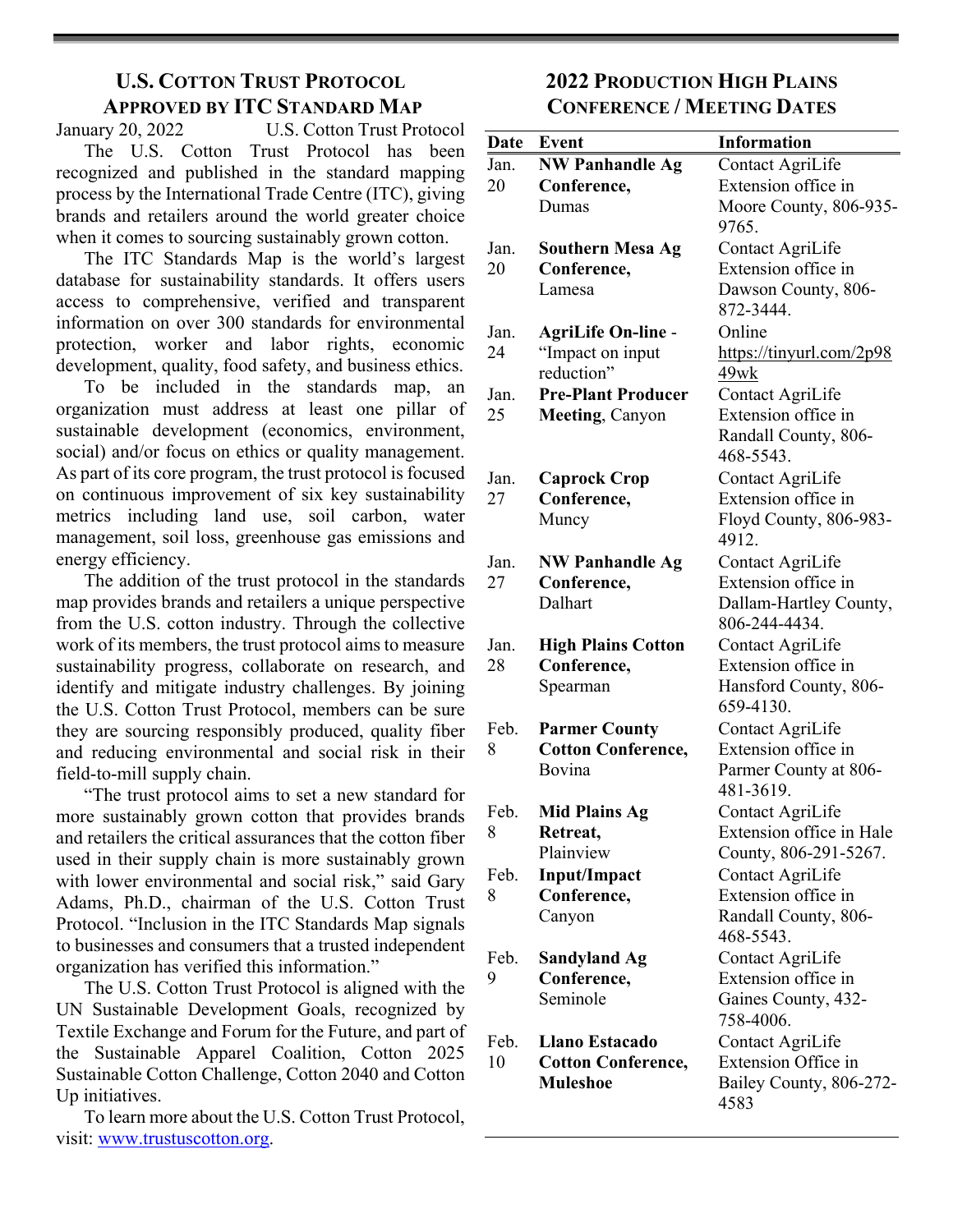## U.S. Cotton Trust Protocol Approved by ITC Standard Map

January 20, 2022 U.S. Cotton Trust Protocol

The U.S. Cotton Trust Protocol has been recognized and published in the standard mapping process by the International Trade Centre (ITC), giving brands and retailers around the world greater choice when it comes to sourcing sustainably grown cotton.

The ITC Standards Map is the world's largest database for sustainability standards. It offers users access to comprehensive, verified and transparent information on over 300 standards for environmental protection, worker and labor rights, economic development, quality, food safety, and business ethics.

To be included in the standards map, an organization must address at least one pillar of sustainable development (economics, environment, social) and/or focus on ethics or quality management. As part of its core program, the trust protocol is focused on continuous improvement of six key sustainability metrics including land use, soil carbon, water management, soil loss, greenhouse gas emissions and energy efficiency.

The addition of the trust protocol in the standards map provides brands and retailers a unique perspective from the U.S. cotton industry. Through the collective work of its members, the trust protocol aims to measure sustainability progress, collaborate on research, and identify and mitigate industry challenges. By joining the U.S. Cotton Trust Protocol, members can be sure they are sourcing responsibly produced, quality fiber and reducing environmental and social risk in their field-to-mill supply chain.

"The trust protocol aims to set a new standard for more sustainably grown cotton that provides brands and retailers the critical assurances that the cotton fiber used in their supply chain is more sustainably grown with lower environmental and social risk," said Gary Adams, Ph.D., chairman of the U.S. Cotton Trust Protocol. "Inclusion in the ITC Standards Map signals to businesses and consumers that a trusted independent organization has verified this information."

The U.S. Cotton Trust Protocol is aligned with the UN Sustainable Development Goals, recognized by Textile Exchange and Forum for the Future, and part of the Sustainable Apparel Coalition, Cotton 2025 Sustainable Cotton Challenge, Cotton 2040 and Cotton Up initiatives.

To learn more about the U.S. Cotton Trust Protocol, visit: www.trustuscotton.org.

## 2022 Production High Plains Conference / Meeting Dates

| Date | Event | Information |
|---|---|---|
| Jan. 20 | **NW Panhandle Ag Conference,** Dumas | Contact AgriLife Extension office in Moore County, 806-935-9765. |
| Jan. 20 | **Southern Mesa Ag Conference,** Lamesa | Contact AgriLife Extension office in Dawson County, 806-872-3444. |
| Jan. 24 | **AgriLife On-line** - "Impact on input reduction" | Online https://tinyurl.com/2p9849wk |
| Jan. 25 | **Pre-Plant Producer Meeting**, Canyon | Contact AgriLife Extension office in Randall County, 806-468-5543. |
| Jan. 27 | **Caprock Crop Conference,** Muncy | Contact AgriLife Extension office in Floyd County, 806-983-4912. |
| Jan. 27 | **NW Panhandle Ag Conference,** Dalhart | Contact AgriLife Extension office in Dallam-Hartley County, 806-244-4434. |
| Jan. 28 | **High Plains Cotton Conference,** Spearman | Contact AgriLife Extension office in Hansford County, 806-659-4130. |
| Feb. 8 | **Parmer County Cotton Conference,** Bovina | Contact AgriLife Extension office in Parmer County at 806-481-3619. |
| Feb. 8 | **Mid Plains Ag Retreat,** Plainview | Contact AgriLife Extension office in Hale County, 806-291-5267. |
| Feb. 8 | **Input/Impact Conference,** Canyon | Contact AgriLife Extension office in Randall County, 806-468-5543. |
| Feb. 9 | **Sandyland Ag Conference,** Seminole | Contact AgriLife Extension office in Gaines County, 432-758-4006. |
| Feb. 10 | **Llano Estacado Cotton Conference, Muleshoe** | Contact AgriLife Extension Office in Bailey County, 806-272-4583 |